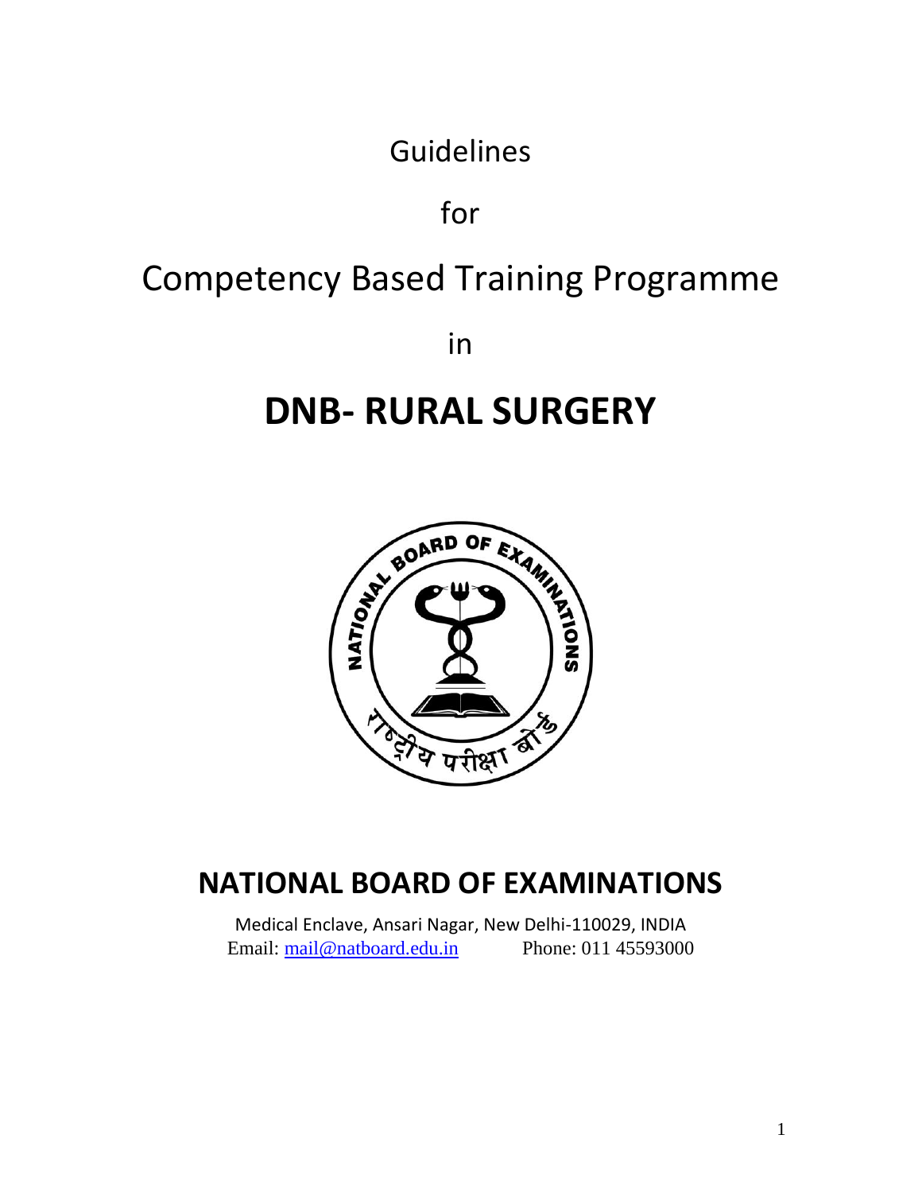Guidelines

for

Competency Based Training Programme

in

# DNB- RURAL SURGERY

## NATIONAL BOARD OF EXAMINATIONS

Medical Enclave, Ansari Nagar, New Delhi-110029, INDIA

Email: mail@natboard.edu.in Phone: 011 45593000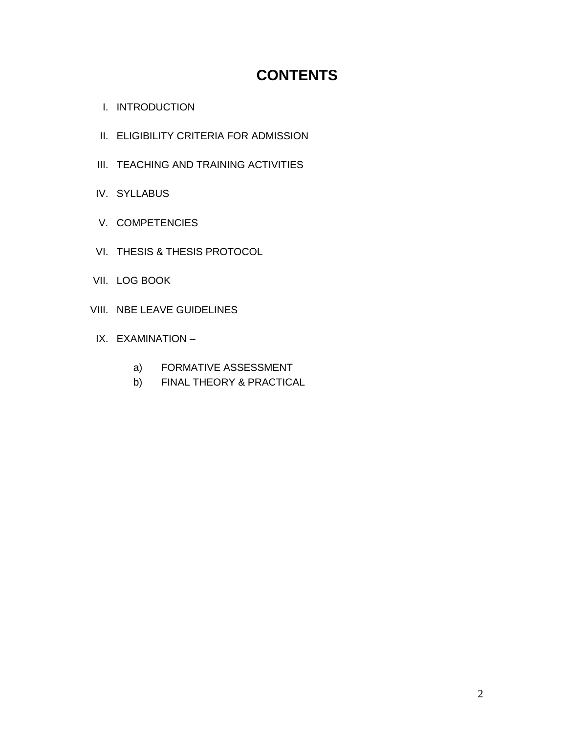# CONTENTS

I. INTRODUCTION

II. ELIGIBILITY CRITERIA FOR ADMISSION

III. TEACHING AND TRAINING ACTIVITIES

IV. SYLLABUS

V. COMPETENCIES

VI. THESIS & THESIS PROTOCOL

VII. LOG BOOK

VIII. NBE LEAVE GUIDELINES

IX. EXAMINATION –

   a) FORMATIVE ASSESSMENT
   
   b) FINAL THEORY & PRACTICAL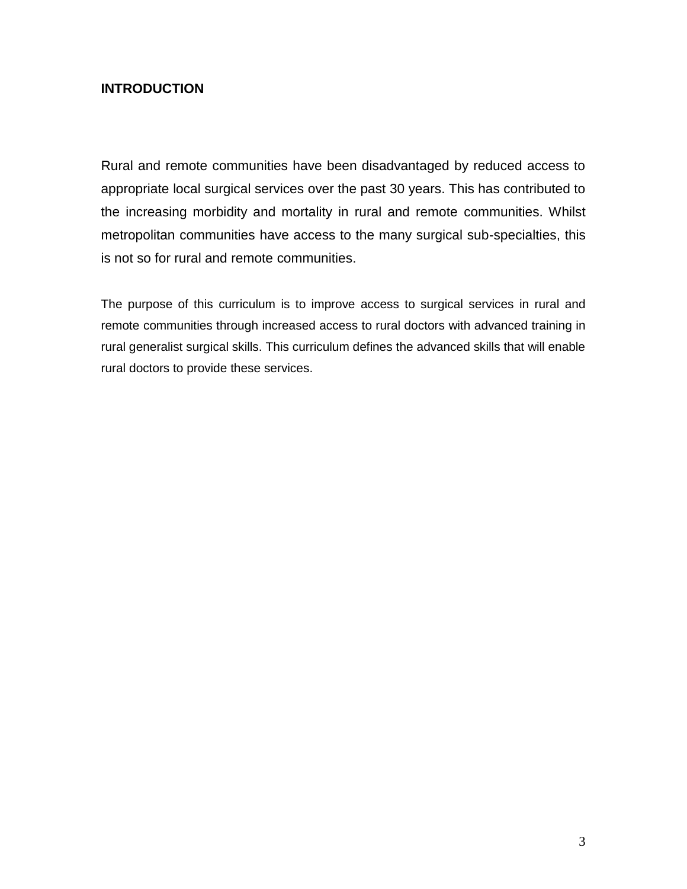## INTRODUCTION

Rural and remote communities have been disadvantaged by reduced access to appropriate local surgical services over the past 30 years. This has contributed to the increasing morbidity and mortality in rural and remote communities. Whilst metropolitan communities have access to the many surgical sub-specialties, this is not so for rural and remote communities.

The purpose of this curriculum is to improve access to surgical services in rural and remote communities through increased access to rural doctors with advanced training in rural generalist surgical skills. This curriculum defines the advanced skills that will enable rural doctors to provide these services.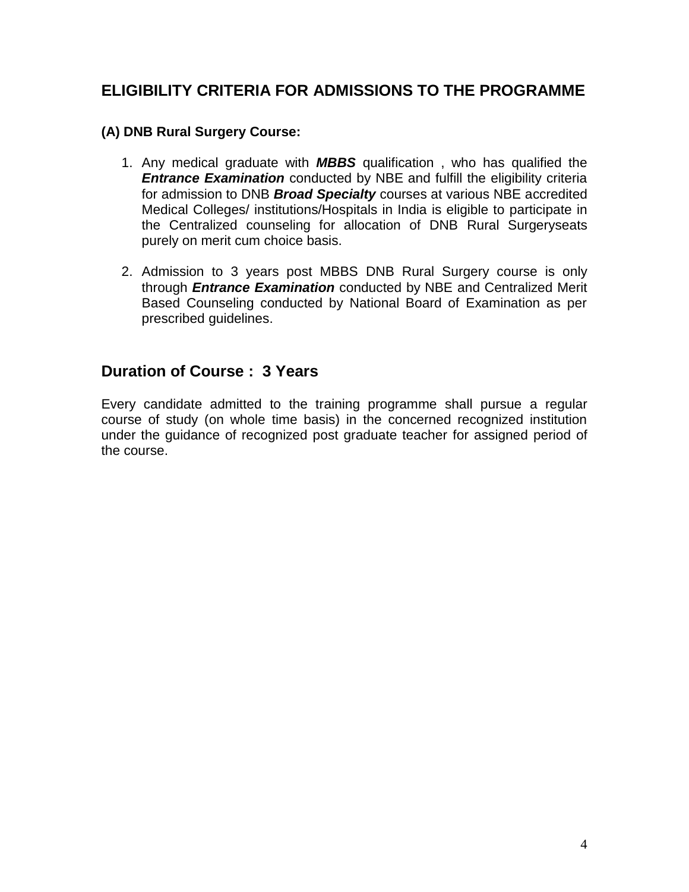## ELIGIBILITY CRITERIA FOR ADMISSIONS TO THE PROGRAMME

**(A) DNB Rural Surgery Course:**

1. Any medical graduate with ***MBBS*** qualification , who has qualified the ***Entrance Examination*** conducted by NBE and fulfill the eligibility criteria for admission to DNB ***Broad Specialty*** courses at various NBE accredited Medical Colleges/ institutions/Hospitals in India is eligible to participate in the Centralized counseling for allocation of DNB Rural Surgeryseats purely on merit cum choice basis.

2. Admission to 3 years post MBBS DNB Rural Surgery course is only through ***Entrance Examination*** conducted by NBE and Centralized Merit Based Counseling conducted by National Board of Examination as per prescribed guidelines.

## Duration of Course : 3 Years

Every candidate admitted to the training programme shall pursue a regular course of study (on whole time basis) in the concerned recognized institution under the guidance of recognized post graduate teacher for assigned period of the course.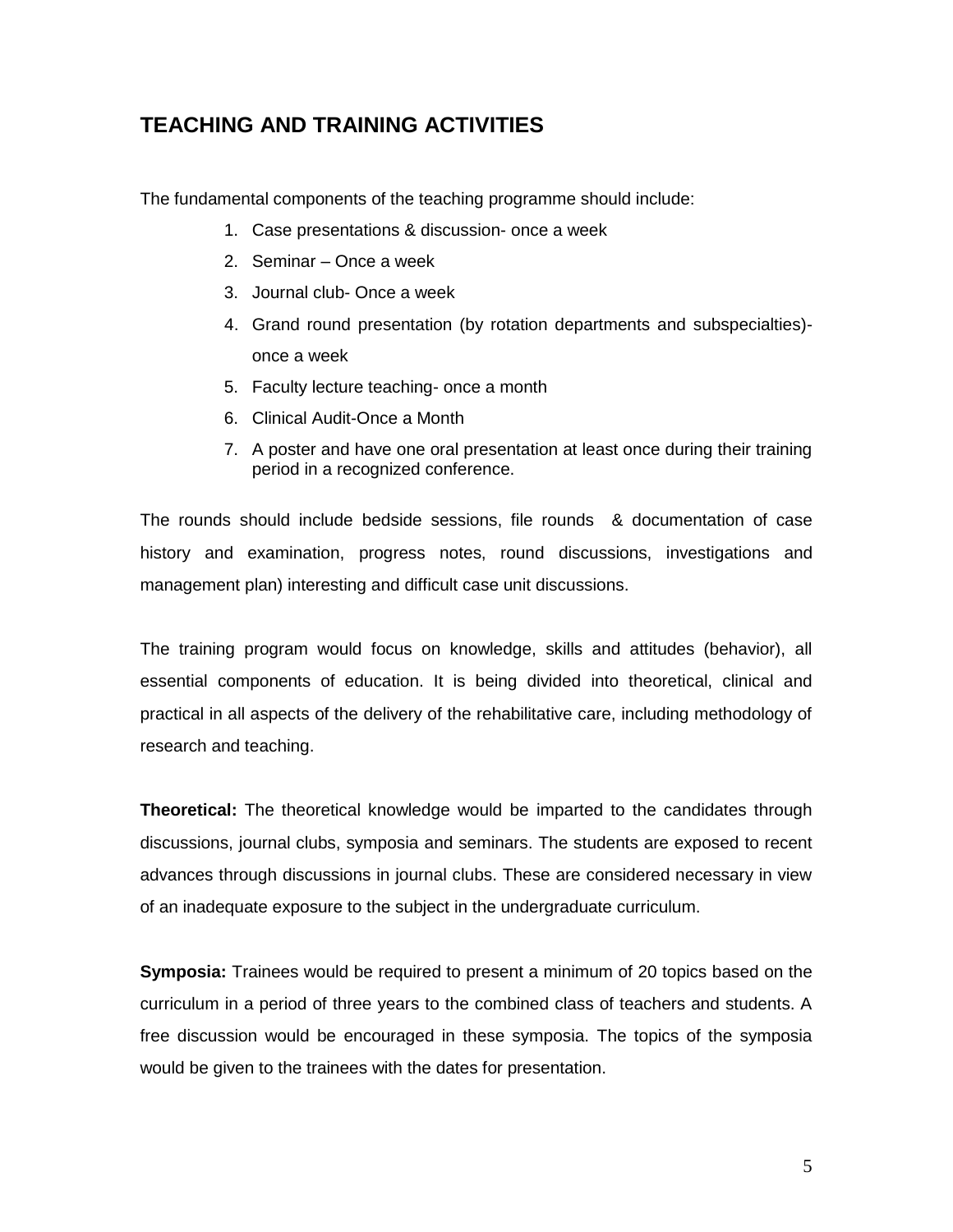## TEACHING AND TRAINING ACTIVITIES

The fundamental components of the teaching programme should include:

1. Case presentations & discussion- once a week
2. Seminar – Once a week
3. Journal club- Once a week
4. Grand round presentation (by rotation departments and subspecialties)- once a week
5. Faculty lecture teaching- once a month
6. Clinical Audit-Once a Month
7. A poster and have one oral presentation at least once during their training period in a recognized conference.

The rounds should include bedside sessions, file rounds & documentation of case history and examination, progress notes, round discussions, investigations and management plan) interesting and difficult case unit discussions.

The training program would focus on knowledge, skills and attitudes (behavior), all essential components of education. It is being divided into theoretical, clinical and practical in all aspects of the delivery of the rehabilitative care, including methodology of research and teaching.

**Theoretical:** The theoretical knowledge would be imparted to the candidates through discussions, journal clubs, symposia and seminars. The students are exposed to recent advances through discussions in journal clubs. These are considered necessary in view of an inadequate exposure to the subject in the undergraduate curriculum.

**Symposia:** Trainees would be required to present a minimum of 20 topics based on the curriculum in a period of three years to the combined class of teachers and students. A free discussion would be encouraged in these symposia. The topics of the symposia would be given to the trainees with the dates for presentation.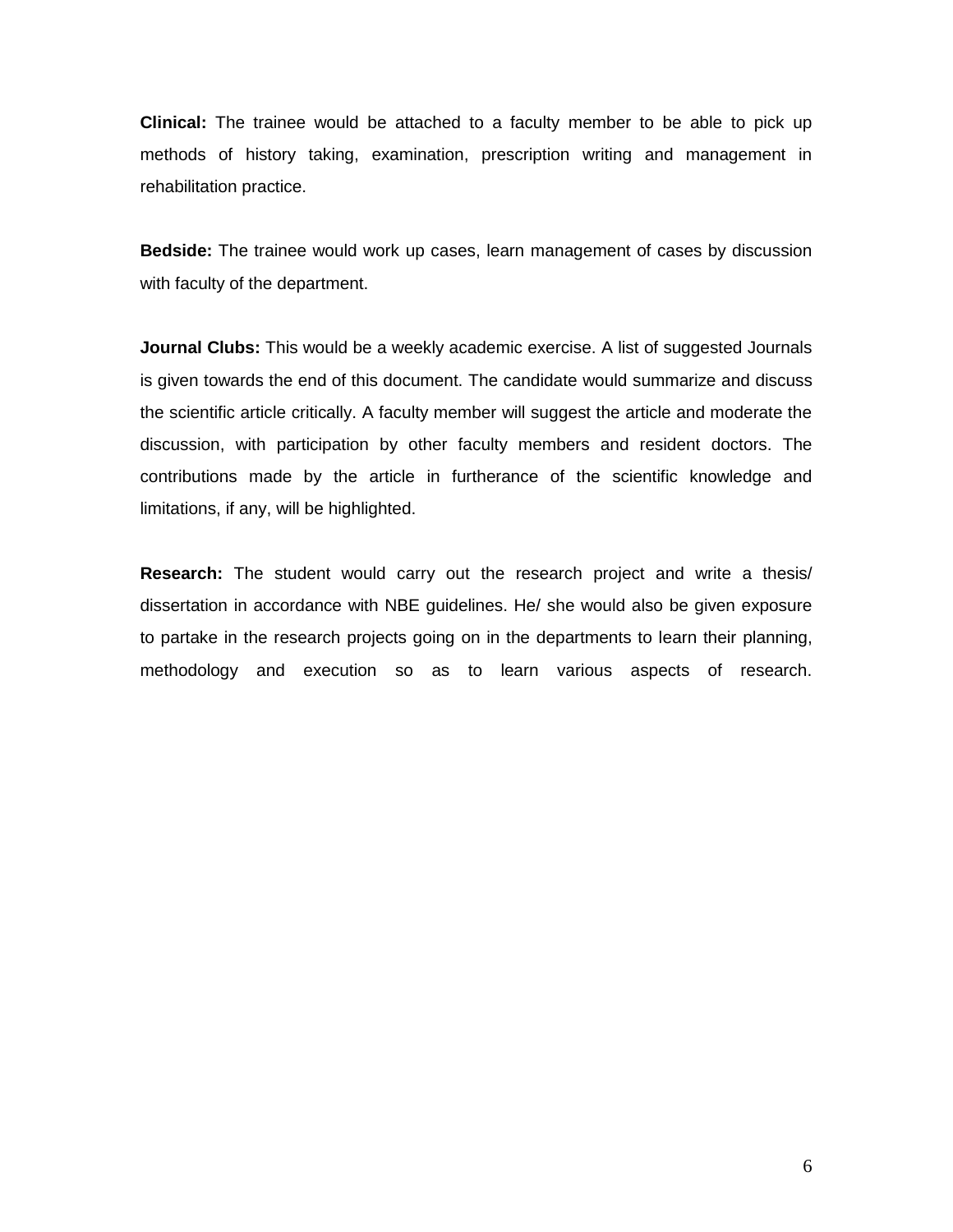**Clinical:** The trainee would be attached to a faculty member to be able to pick up methods of history taking, examination, prescription writing and management in rehabilitation practice.

**Bedside:** The trainee would work up cases, learn management of cases by discussion with faculty of the department.

**Journal Clubs:** This would be a weekly academic exercise. A list of suggested Journals is given towards the end of this document. The candidate would summarize and discuss the scientific article critically. A faculty member will suggest the article and moderate the discussion, with participation by other faculty members and resident doctors. The contributions made by the article in furtherance of the scientific knowledge and limitations, if any, will be highlighted.

**Research:** The student would carry out the research project and write a thesis/ dissertation in accordance with NBE guidelines. He/ she would also be given exposure to partake in the research projects going on in the departments to learn their planning, methodology and execution so as to learn various aspects of research.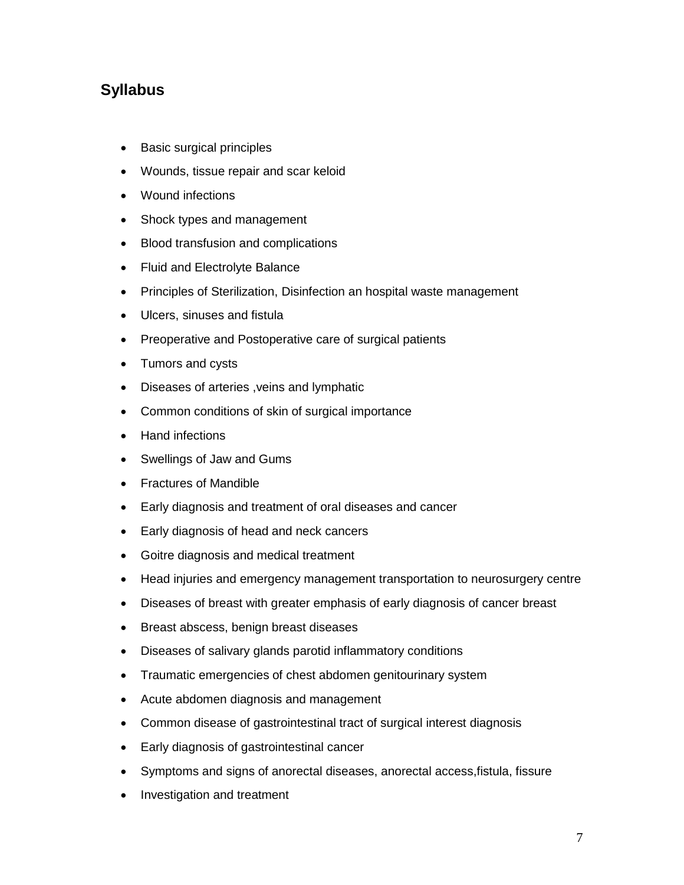## Syllabus

- Basic surgical principles
- Wounds, tissue repair and scar keloid
- Wound infections
- Shock types and management
- Blood transfusion and complications
- Fluid and Electrolyte Balance
- Principles of Sterilization, Disinfection an hospital waste management
- Ulcers, sinuses and fistula
- Preoperative and Postoperative care of surgical patients
- Tumors and cysts
- Diseases of arteries ,veins and lymphatic
- Common conditions of skin of surgical importance
- Hand infections
- Swellings of Jaw and Gums
- Fractures of Mandible
- Early diagnosis and treatment of oral diseases and cancer
- Early diagnosis of head and neck cancers
- Goitre diagnosis and medical treatment
- Head injuries and emergency management transportation to neurosurgery centre
- Diseases of breast with greater emphasis of early diagnosis of cancer breast
- Breast abscess, benign breast diseases
- Diseases of salivary glands parotid inflammatory conditions
- Traumatic emergencies of chest abdomen genitourinary system
- Acute abdomen diagnosis and management
- Common disease of gastrointestinal tract of surgical interest diagnosis
- Early diagnosis of gastrointestinal cancer
- Symptoms and signs of anorectal diseases, anorectal access,fistula, fissure
- Investigation and treatment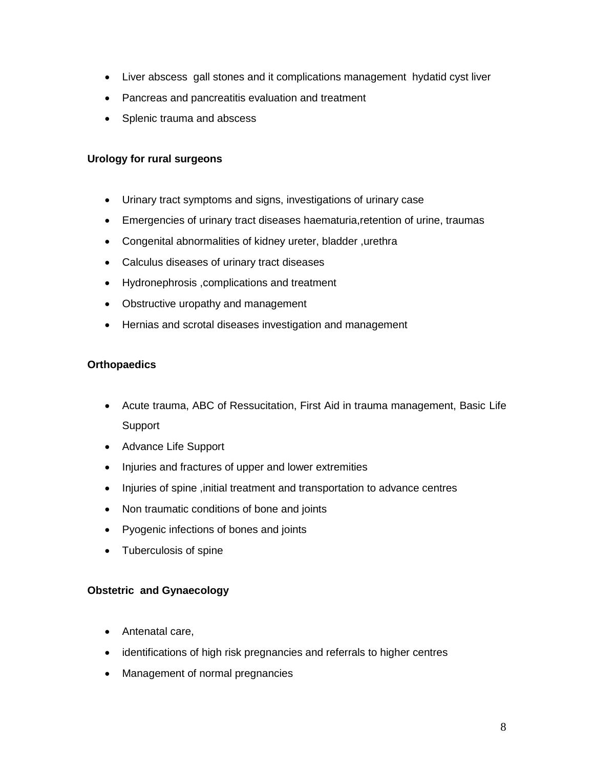- Liver abscess  gall stones and it complications management  hydatid cyst liver
- Pancreas and pancreatitis evaluation and treatment
- Splenic trauma and abscess

**Urology for rural surgeons**

- Urinary tract symptoms and signs, investigations of urinary case
- Emergencies of urinary tract diseases haematuria,retention of urine, traumas
- Congenital abnormalities of kidney ureter, bladder ,urethra
- Calculus diseases of urinary tract diseases
- Hydronephrosis ,complications and treatment
- Obstructive uropathy and management
- Hernias and scrotal diseases investigation and management

**Orthopaedics**

- Acute trauma, ABC of Ressucitation, First Aid in trauma management, Basic Life Support
- Advance Life Support
- Injuries and fractures of upper and lower extremities
- Injuries of spine ,initial treatment and transportation to advance centres
- Non traumatic conditions of bone and joints
- Pyogenic infections of bones and joints
- Tuberculosis of spine

**Obstetric  and Gynaecology**

- Antenatal care,
- identifications of high risk pregnancies and referrals to higher centres
- Management of normal pregnancies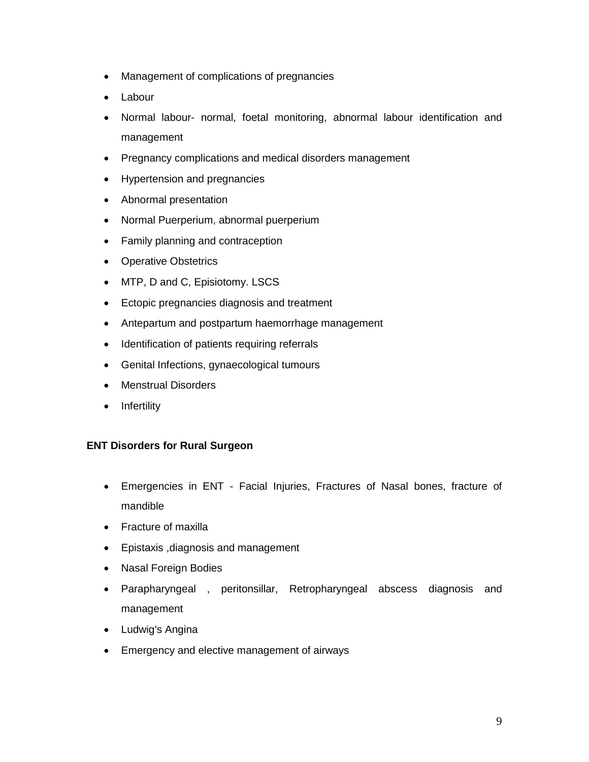- Management of complications of pregnancies
- Labour
- Normal labour- normal, foetal monitoring, abnormal labour identification and management
- Pregnancy complications and medical disorders management
- Hypertension and pregnancies
- Abnormal presentation
- Normal Puerperium, abnormal puerperium
- Family planning and contraception
- Operative Obstetrics
- MTP, D and C, Episiotomy. LSCS
- Ectopic pregnancies diagnosis and treatment
- Antepartum and postpartum haemorrhage management
- Identification of patients requiring referrals
- Genital Infections, gynaecological tumours
- Menstrual Disorders
- Infertility

**ENT Disorders for Rural Surgeon**

- Emergencies in ENT - Facial Injuries, Fractures of Nasal bones, fracture of mandible
- Fracture of maxilla
- Epistaxis ,diagnosis and management
- Nasal Foreign Bodies
- Parapharyngeal , peritonsillar, Retropharyngeal abscess diagnosis and management
- Ludwig's Angina
- Emergency and elective management of airways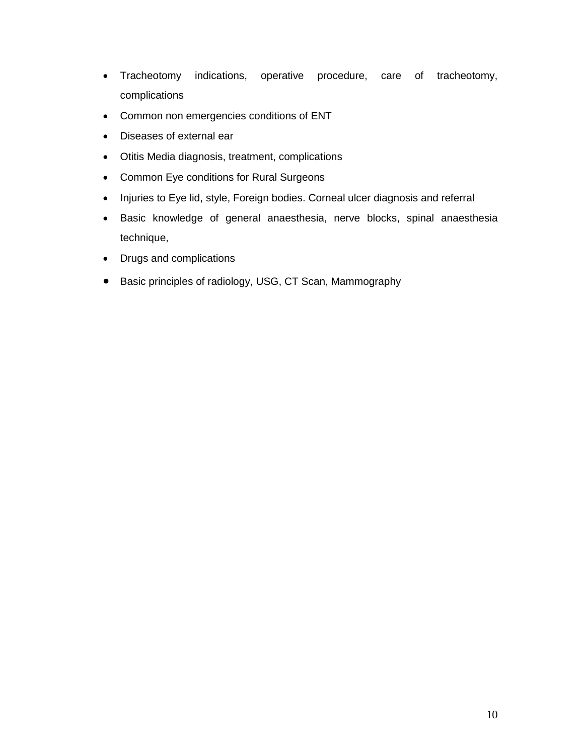- Tracheotomy indications, operative procedure, care of tracheotomy, complications
- Common non emergencies conditions of ENT
- Diseases of external ear
- Otitis Media diagnosis, treatment, complications
- Common Eye conditions for Rural Surgeons
- Injuries to Eye lid, style, Foreign bodies. Corneal ulcer diagnosis and referral
- Basic knowledge of general anaesthesia, nerve blocks, spinal anaesthesia technique,
- Drugs and complications
- Basic principles of radiology, USG, CT Scan, Mammography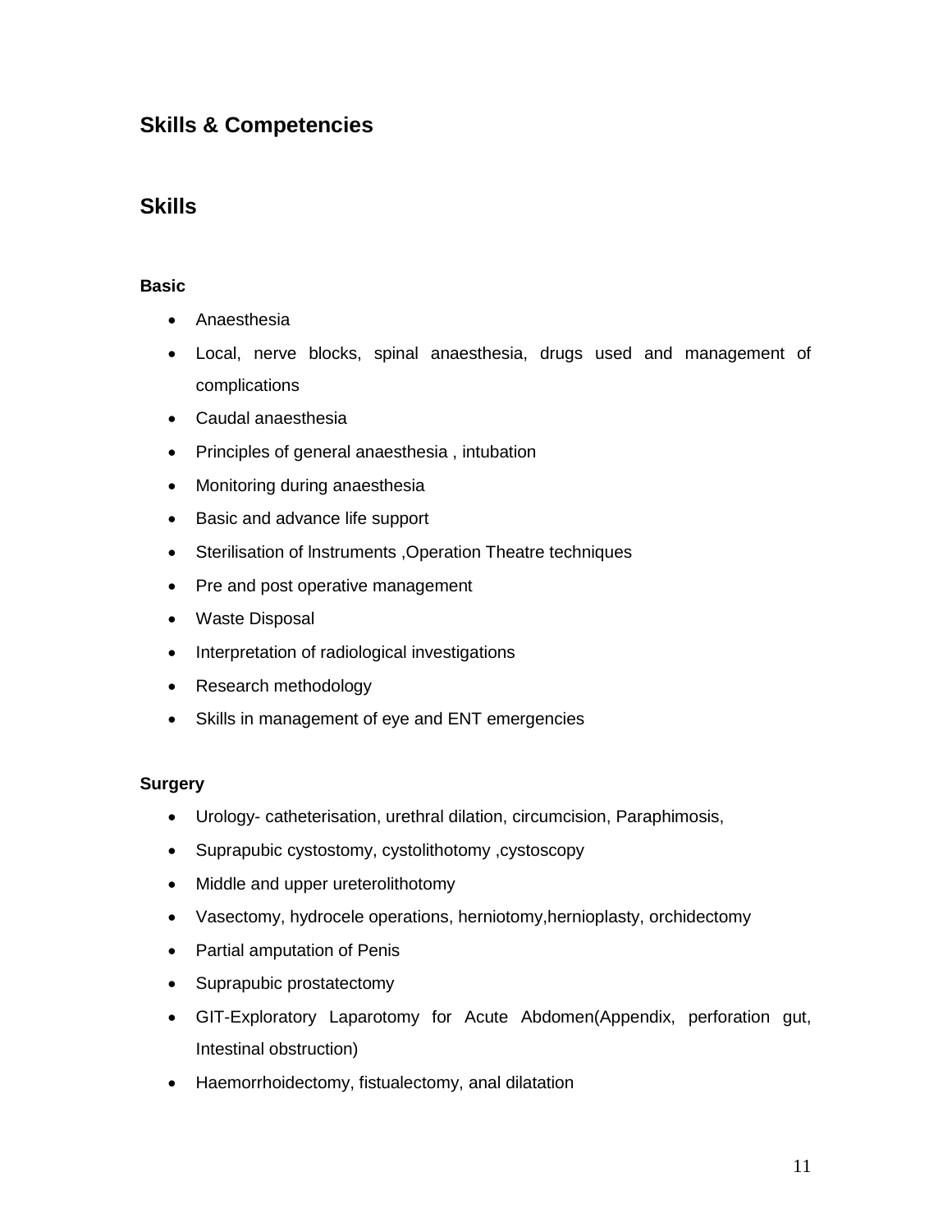## Skills & Competencies

## Skills

**Basic**

- Anaesthesia
- Local, nerve blocks, spinal anaesthesia, drugs used and management of complications
- Caudal anaesthesia
- Principles of general anaesthesia , intubation
- Monitoring during anaesthesia
- Basic and advance life support
- Sterilisation of lnstruments ,Operation Theatre techniques
- Pre and post operative management
- Waste Disposal
- Interpretation of radiological investigations
- Research methodology
- Skills in management of eye and ENT emergencies

**Surgery**

- Urology- catheterisation, urethral dilation, circumcision, Paraphimosis,
- Suprapubic cystostomy, cystolithotomy ,cystoscopy
- Middle and upper ureterolithotomy
- Vasectomy, hydrocele operations, herniotomy,hernioplasty, orchidectomy
- Partial amputation of Penis
- Suprapubic prostatectomy
- GIT-Exploratory Laparotomy for Acute Abdomen(Appendix, perforation gut, Intestinal obstruction)
- Haemorrhoidectomy, fistualectomy, anal dilatation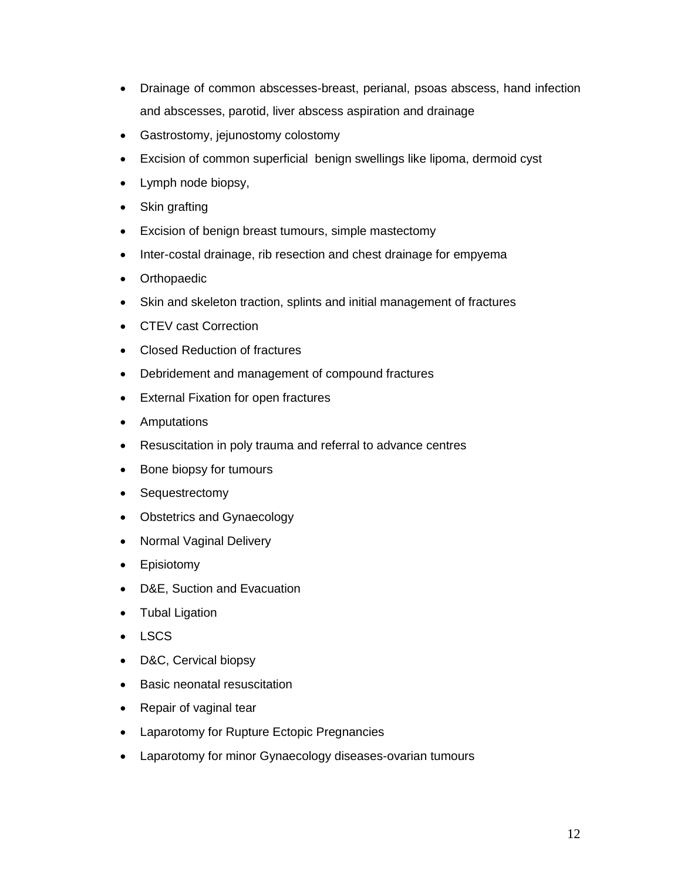- Drainage of common abscesses-breast, perianal, psoas abscess, hand infection and abscesses, parotid, liver abscess aspiration and drainage
- Gastrostomy, jejunostomy colostomy
- Excision of common superficial benign swellings like lipoma, dermoid cyst
- Lymph node biopsy,
- Skin grafting
- Excision of benign breast tumours, simple mastectomy
- Inter-costal drainage, rib resection and chest drainage for empyema
- Orthopaedic
- Skin and skeleton traction, splints and initial management of fractures
- CTEV cast Correction
- Closed Reduction of fractures
- Debridement and management of compound fractures
- External Fixation for open fractures
- Amputations
- Resuscitation in poly trauma and referral to advance centres
- Bone biopsy for tumours
- Sequestrectomy
- Obstetrics and Gynaecology
- Normal Vaginal Delivery
- Episiotomy
- D&E, Suction and Evacuation
- Tubal Ligation
- LSCS
- D&C, Cervical biopsy
- Basic neonatal resuscitation
- Repair of vaginal tear
- Laparotomy for Rupture Ectopic Pregnancies
- Laparotomy for minor Gynaecology diseases-ovarian tumours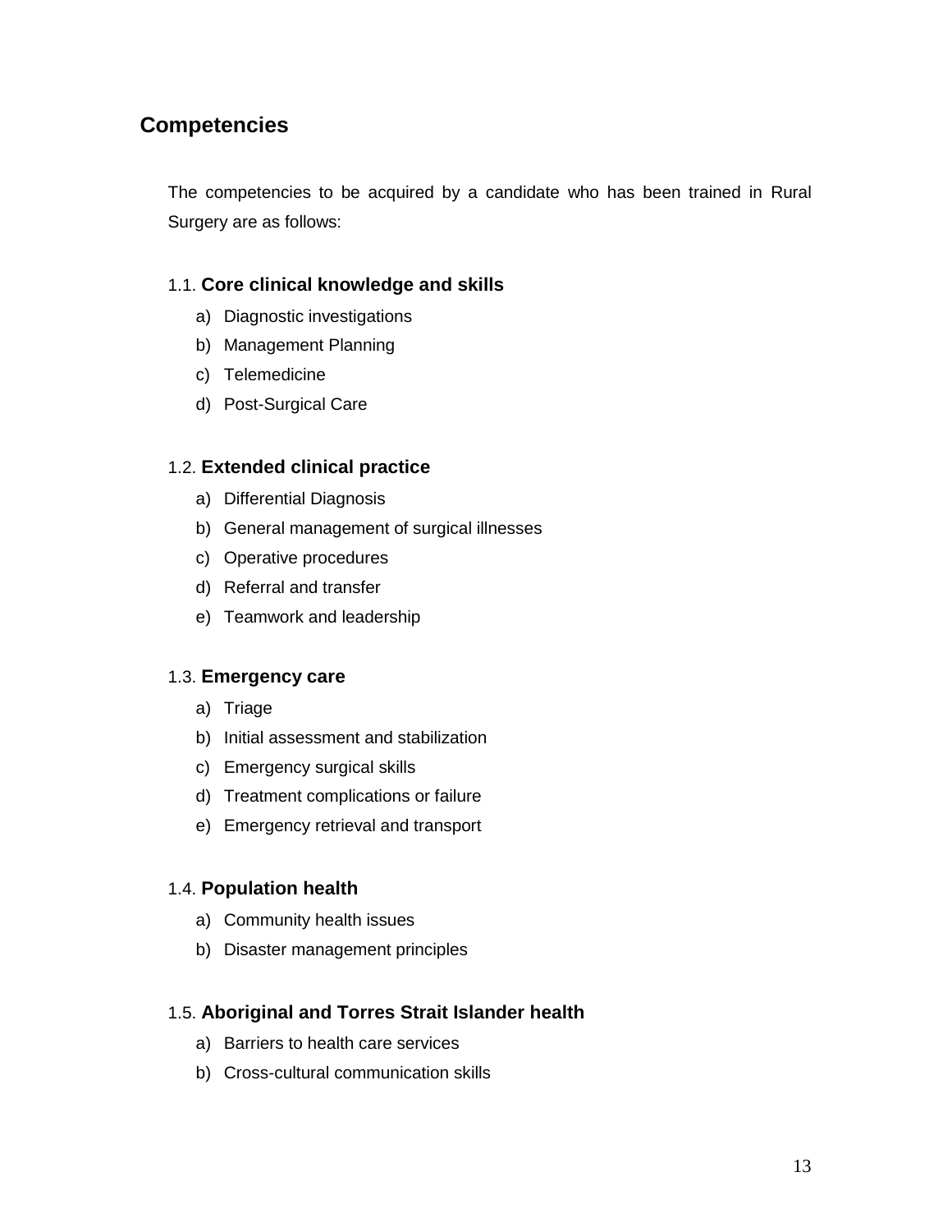## Competencies

The competencies to be acquired by a candidate who has been trained in Rural Surgery are as follows:

### 1.1. **Core clinical knowledge and skills**

a) Diagnostic investigations
b) Management Planning
c) Telemedicine
d) Post-Surgical Care

### 1.2. **Extended clinical practice**

a) Differential Diagnosis
b) General management of surgical illnesses
c) Operative procedures
d) Referral and transfer
e) Teamwork and leadership

### 1.3. **Emergency care**

a) Triage
b) Initial assessment and stabilization
c) Emergency surgical skills
d) Treatment complications or failure
e) Emergency retrieval and transport

### 1.4. **Population health**

a) Community health issues
b) Disaster management principles

### 1.5. **Aboriginal and Torres Strait Islander health**

a) Barriers to health care services
b) Cross-cultural communication skills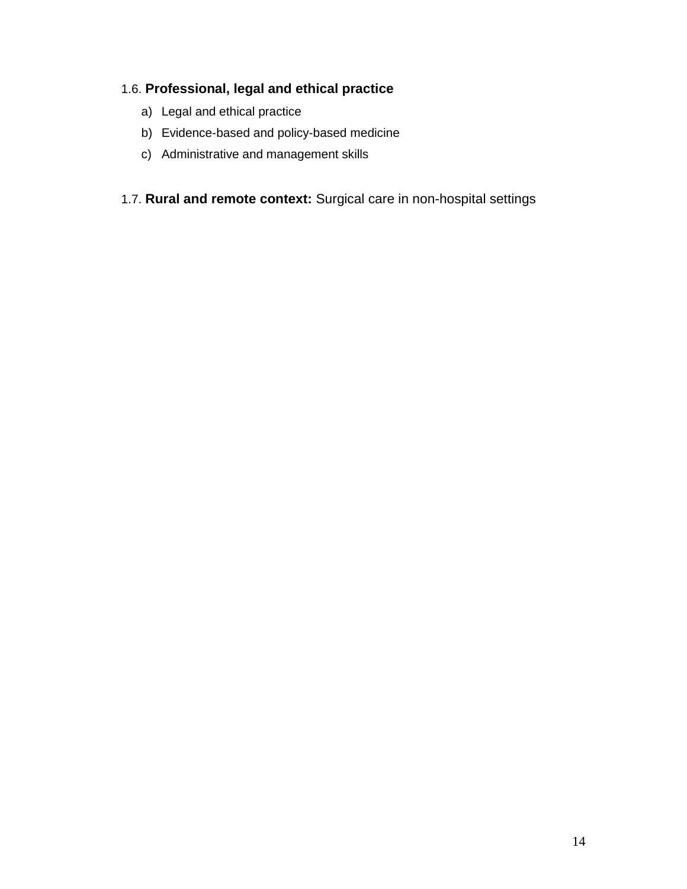1.6. **Professional, legal and ethical practice**

a) Legal and ethical practice
b) Evidence-based and policy-based medicine
c) Administrative and management skills

1.7. **Rural and remote context:** Surgical care in non-hospital settings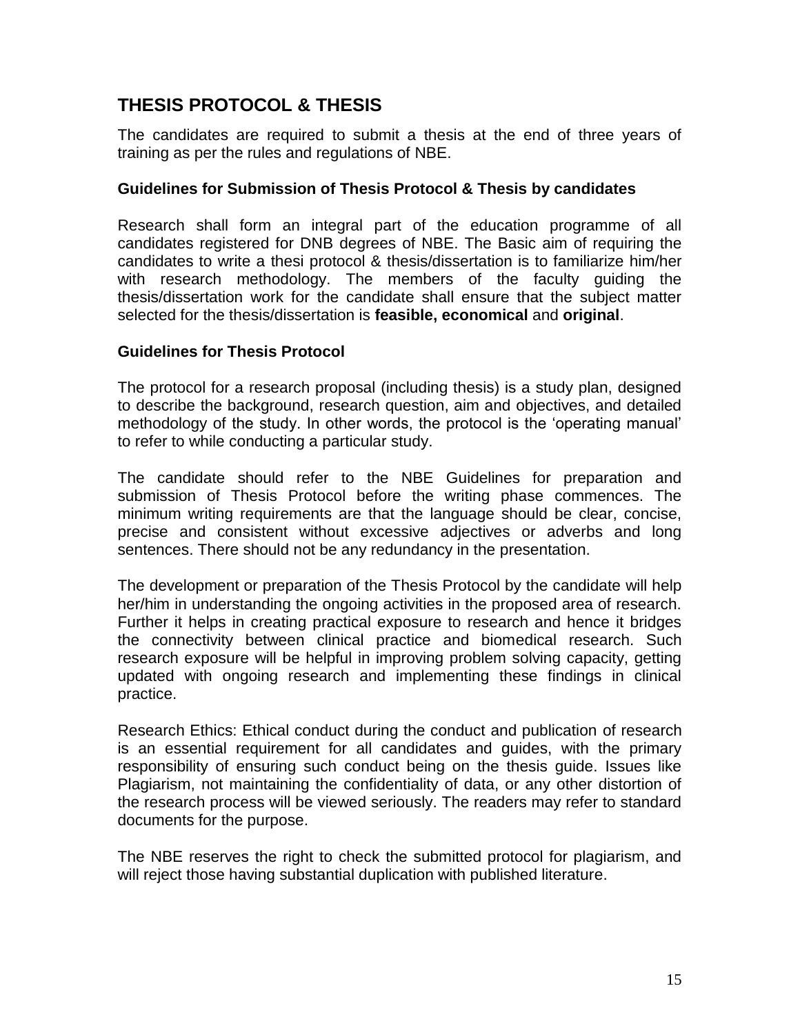## THESIS PROTOCOL & THESIS

The candidates are required to submit a thesis at the end of three years of training as per the rules and regulations of NBE.

### Guidelines for Submission of Thesis Protocol & Thesis by candidates

Research shall form an integral part of the education programme of all candidates registered for DNB degrees of NBE. The Basic aim of requiring the candidates to write a thesi protocol & thesis/dissertation is to familiarize him/her with research methodology. The members of the faculty guiding the thesis/dissertation work for the candidate shall ensure that the subject matter selected for the thesis/dissertation is **feasible, economical** and **original**.

### Guidelines for Thesis Protocol

The protocol for a research proposal (including thesis) is a study plan, designed to describe the background, research question, aim and objectives, and detailed methodology of the study. In other words, the protocol is the 'operating manual' to refer to while conducting a particular study.

The candidate should refer to the NBE Guidelines for preparation and submission of Thesis Protocol before the writing phase commences. The minimum writing requirements are that the language should be clear, concise, precise and consistent without excessive adjectives or adverbs and long sentences. There should not be any redundancy in the presentation.

The development or preparation of the Thesis Protocol by the candidate will help her/him in understanding the ongoing activities in the proposed area of research. Further it helps in creating practical exposure to research and hence it bridges the connectivity between clinical practice and biomedical research. Such research exposure will be helpful in improving problem solving capacity, getting updated with ongoing research and implementing these findings in clinical practice.

Research Ethics: Ethical conduct during the conduct and publication of research is an essential requirement for all candidates and guides, with the primary responsibility of ensuring such conduct being on the thesis guide. Issues like Plagiarism, not maintaining the confidentiality of data, or any other distortion of the research process will be viewed seriously. The readers may refer to standard documents for the purpose.

The NBE reserves the right to check the submitted protocol for plagiarism, and will reject those having substantial duplication with published literature.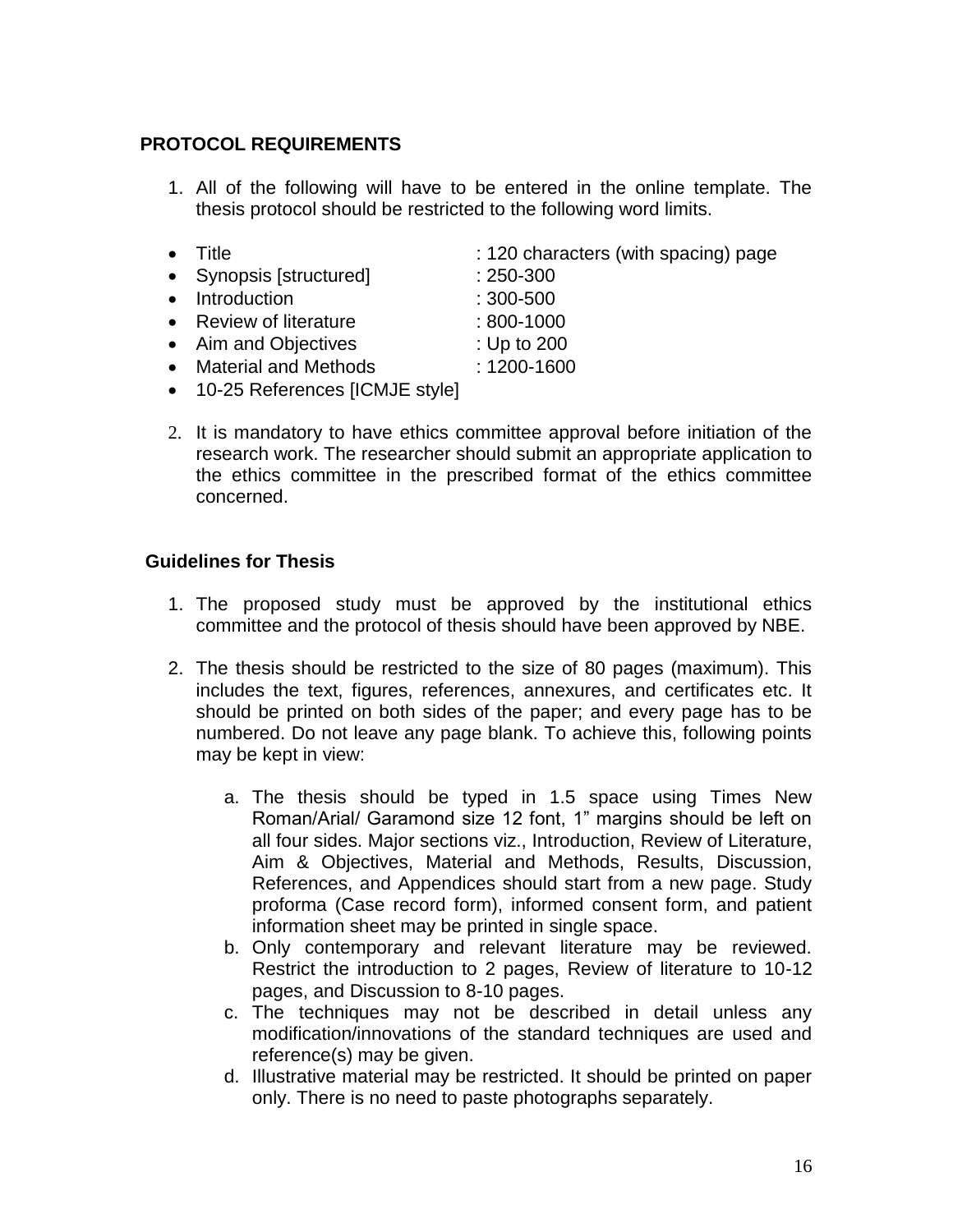## PROTOCOL REQUIREMENTS

1. All of the following will have to be entered in the online template. The thesis protocol should be restricted to the following word limits.

- Title : 120 characters (with spacing) page
- Synopsis [structured] : 250-300
- Introduction : 300-500
- Review of literature : 800-1000
- Aim and Objectives : Up to 200
- Material and Methods : 1200-1600
- 10-25 References [ICMJE style]

2. It is mandatory to have ethics committee approval before initiation of the research work. The researcher should submit an appropriate application to the ethics committee in the prescribed format of the ethics committee concerned.

## Guidelines for Thesis

1. The proposed study must be approved by the institutional ethics committee and the protocol of thesis should have been approved by NBE.

2. The thesis should be restricted to the size of 80 pages (maximum). This includes the text, figures, references, annexures, and certificates etc. It should be printed on both sides of the paper; and every page has to be numbered. Do not leave any page blank. To achieve this, following points may be kept in view:

   a. The thesis should be typed in 1.5 space using Times New Roman/Arial/ Garamond size 12 font, 1" margins should be left on all four sides. Major sections viz., Introduction, Review of Literature, Aim & Objectives, Material and Methods, Results, Discussion, References, and Appendices should start from a new page. Study proforma (Case record form), informed consent form, and patient information sheet may be printed in single space.
   b. Only contemporary and relevant literature may be reviewed. Restrict the introduction to 2 pages, Review of literature to 10-12 pages, and Discussion to 8-10 pages.
   c. The techniques may not be described in detail unless any modification/innovations of the standard techniques are used and reference(s) may be given.
   d. Illustrative material may be restricted. It should be printed on paper only. There is no need to paste photographs separately.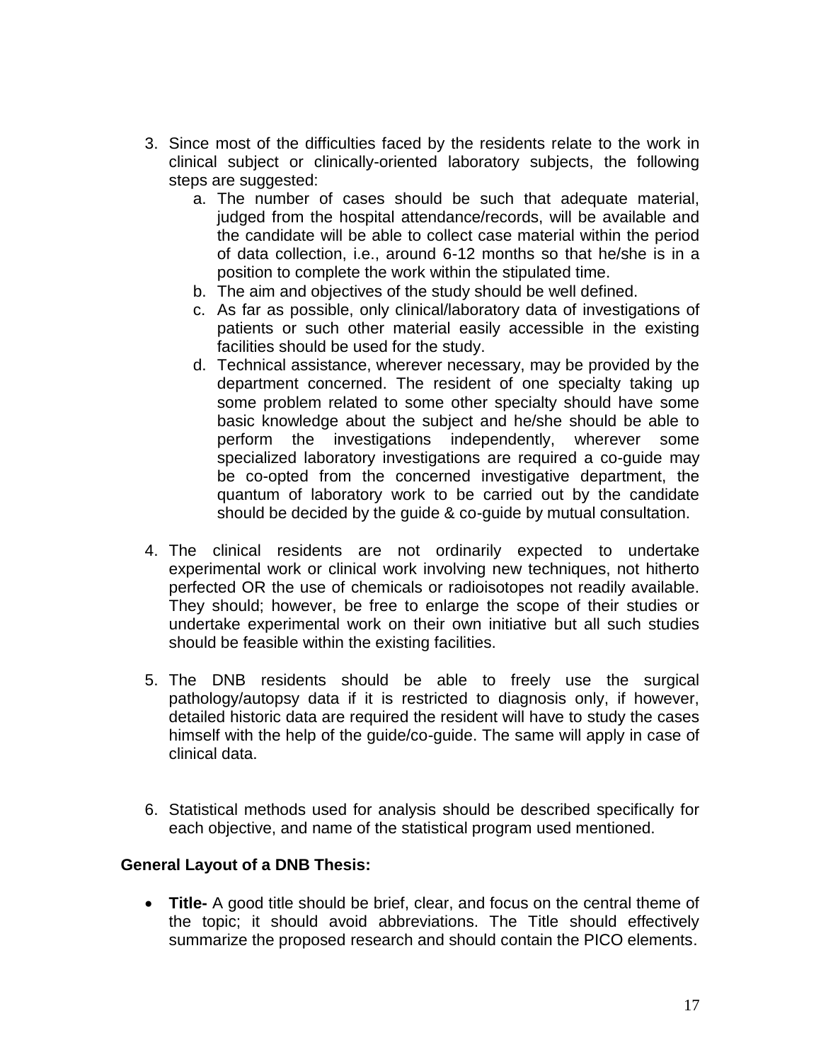3. Since most of the difficulties faced by the residents relate to the work in clinical subject or clinically-oriented laboratory subjects, the following steps are suggested:
   a. The number of cases should be such that adequate material, judged from the hospital attendance/records, will be available and the candidate will be able to collect case material within the period of data collection, i.e., around 6-12 months so that he/she is in a position to complete the work within the stipulated time.
   b. The aim and objectives of the study should be well defined.
   c. As far as possible, only clinical/laboratory data of investigations of patients or such other material easily accessible in the existing facilities should be used for the study.
   d. Technical assistance, wherever necessary, may be provided by the department concerned. The resident of one specialty taking up some problem related to some other specialty should have some basic knowledge about the subject and he/she should be able to perform the investigations independently, wherever some specialized laboratory investigations are required a co-guide may be co-opted from the concerned investigative department, the quantum of laboratory work to be carried out by the candidate should be decided by the guide & co-guide by mutual consultation.

4. The clinical residents are not ordinarily expected to undertake experimental work or clinical work involving new techniques, not hitherto perfected OR the use of chemicals or radioisotopes not readily available. They should; however, be free to enlarge the scope of their studies or undertake experimental work on their own initiative but all such studies should be feasible within the existing facilities.

5. The DNB residents should be able to freely use the surgical pathology/autopsy data if it is restricted to diagnosis only, if however, detailed historic data are required the resident will have to study the cases himself with the help of the guide/co-guide. The same will apply in case of clinical data.

6. Statistical methods used for analysis should be described specifically for each objective, and name of the statistical program used mentioned.

**General Layout of a DNB Thesis:**

- **Title-** A good title should be brief, clear, and focus on the central theme of the topic; it should avoid abbreviations. The Title should effectively summarize the proposed research and should contain the PICO elements.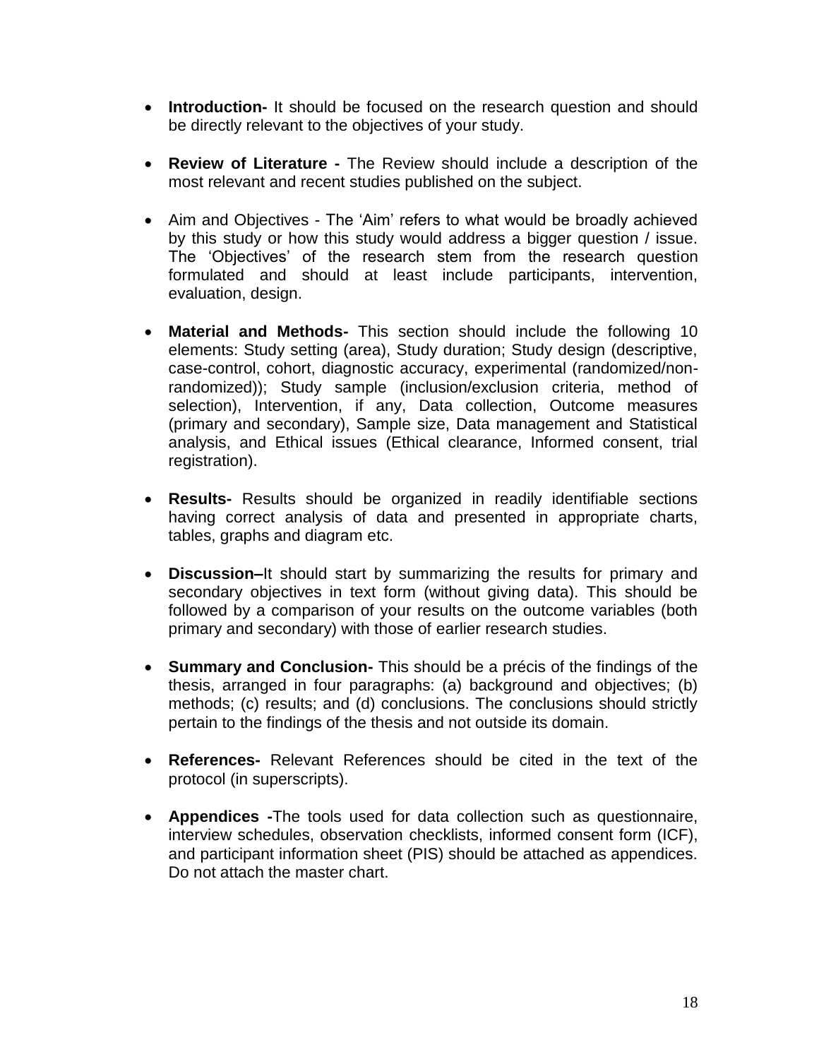- **Introduction-** It should be focused on the research question and should be directly relevant to the objectives of your study.

- **Review of Literature -** The Review should include a description of the most relevant and recent studies published on the subject.

- Aim and Objectives - The 'Aim' refers to what would be broadly achieved by this study or how this study would address a bigger question / issue. The 'Objectives' of the research stem from the research question formulated and should at least include participants, intervention, evaluation, design.

- **Material and Methods-** This section should include the following 10 elements: Study setting (area), Study duration; Study design (descriptive, case-control, cohort, diagnostic accuracy, experimental (randomized/non-randomized)); Study sample (inclusion/exclusion criteria, method of selection), Intervention, if any, Data collection, Outcome measures (primary and secondary), Sample size, Data management and Statistical analysis, and Ethical issues (Ethical clearance, Informed consent, trial registration).

- **Results-** Results should be organized in readily identifiable sections having correct analysis of data and presented in appropriate charts, tables, graphs and diagram etc.

- **Discussion–**It should start by summarizing the results for primary and secondary objectives in text form (without giving data). This should be followed by a comparison of your results on the outcome variables (both primary and secondary) with those of earlier research studies.

- **Summary and Conclusion-** This should be a précis of the findings of the thesis, arranged in four paragraphs: (a) background and objectives; (b) methods; (c) results; and (d) conclusions. The conclusions should strictly pertain to the findings of the thesis and not outside its domain.

- **References-** Relevant References should be cited in the text of the protocol (in superscripts).

- **Appendices -**The tools used for data collection such as questionnaire, interview schedules, observation checklists, informed consent form (ICF), and participant information sheet (PIS) should be attached as appendices. Do not attach the master chart.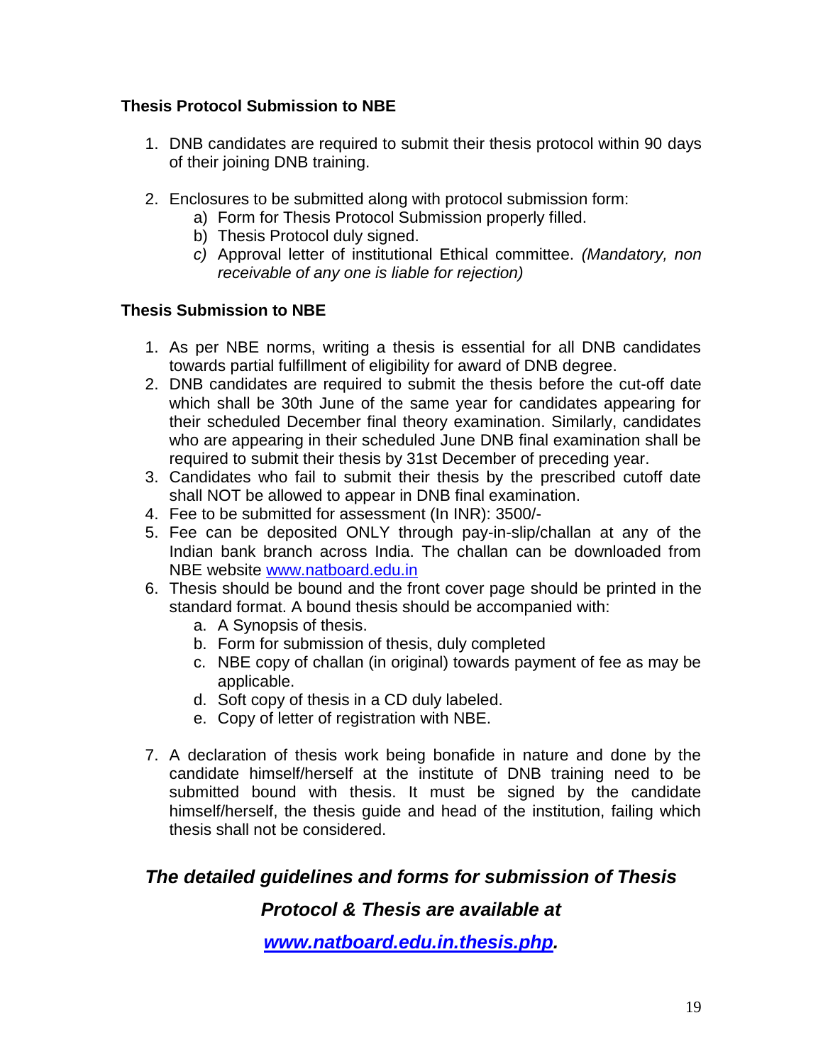### Thesis Protocol Submission to NBE

1. DNB candidates are required to submit their thesis protocol within 90 days of their joining DNB training.

2. Enclosures to be submitted along with protocol submission form:
   a) Form for Thesis Protocol Submission properly filled.
   b) Thesis Protocol duly signed.
   c) Approval letter of institutional Ethical committee. *(Mandatory, non receivable of any one is liable for rejection)*

### Thesis Submission to NBE

1. As per NBE norms, writing a thesis is essential for all DNB candidates towards partial fulfillment of eligibility for award of DNB degree.
2. DNB candidates are required to submit the thesis before the cut-off date which shall be 30th June of the same year for candidates appearing for their scheduled December final theory examination. Similarly, candidates who are appearing in their scheduled June DNB final examination shall be required to submit their thesis by 31st December of preceding year.
3. Candidates who fail to submit their thesis by the prescribed cutoff date shall NOT be allowed to appear in DNB final examination.
4. Fee to be submitted for assessment (In INR): 3500/-
5. Fee can be deposited ONLY through pay-in-slip/challan at any of the Indian bank branch across India. The challan can be downloaded from NBE website [www.natboard.edu.in](http://www.natboard.edu.in)
6. Thesis should be bound and the front cover page should be printed in the standard format. A bound thesis should be accompanied with:
   a. A Synopsis of thesis.
   b. Form for submission of thesis, duly completed
   c. NBE copy of challan (in original) towards payment of fee as may be applicable.
   d. Soft copy of thesis in a CD duly labeled.
   e. Copy of letter of registration with NBE.

7. A declaration of thesis work being bonafide in nature and done by the candidate himself/herself at the institute of DNB training need to be submitted bound with thesis. It must be signed by the candidate himself/herself, the thesis guide and head of the institution, failing which thesis shall not be considered.

***The detailed guidelines and forms for submission of Thesis Protocol & Thesis are available at [www.natboard.edu.in.thesis.php](http://www.natboard.edu.in.thesis.php).***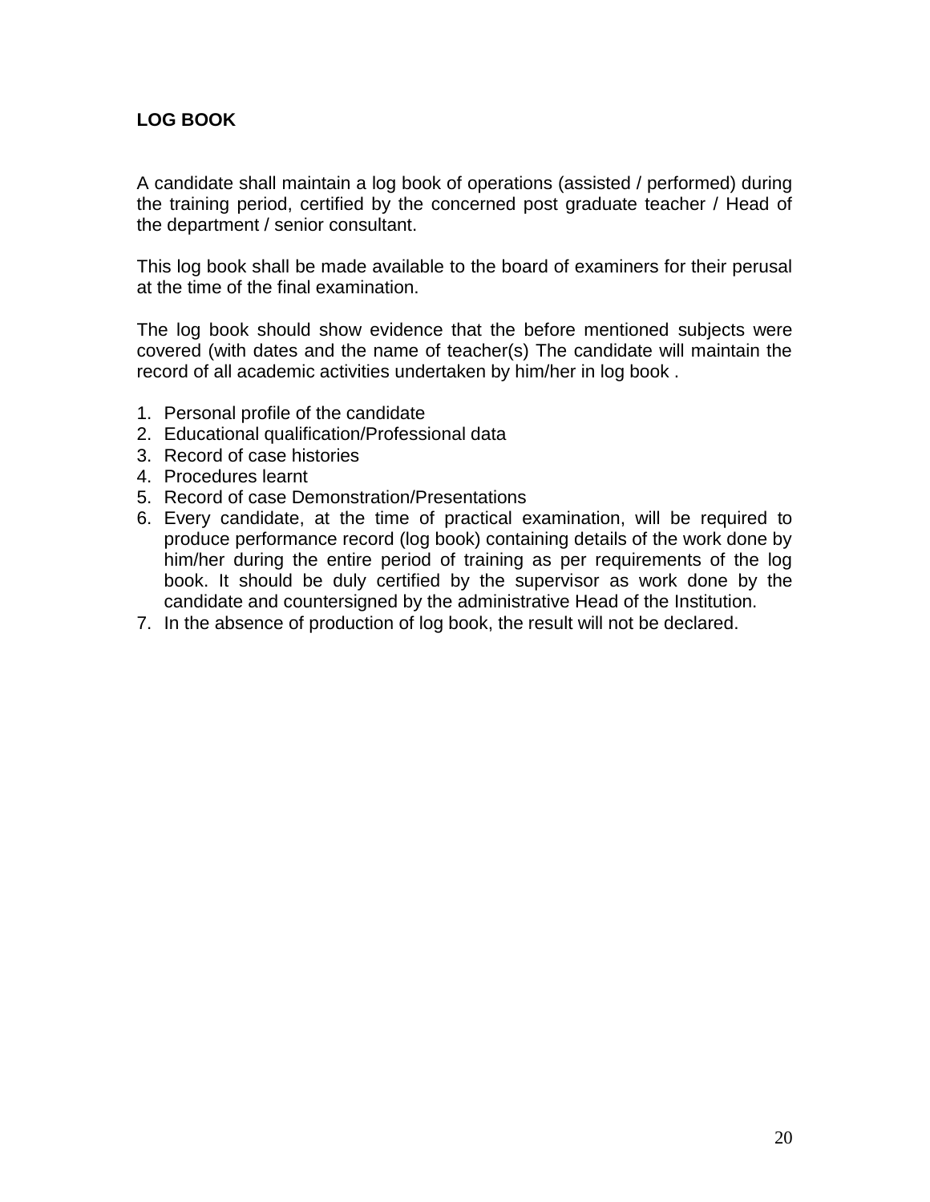## LOG BOOK

A candidate shall maintain a log book of operations (assisted / performed) during the training period, certified by the concerned post graduate teacher / Head of the department / senior consultant.

This log book shall be made available to the board of examiners for their perusal at the time of the final examination.

The log book should show evidence that the before mentioned subjects were covered (with dates and the name of teacher(s) The candidate will maintain the record of all academic activities undertaken by him/her in log book .

1. Personal profile of the candidate
2. Educational qualification/Professional data
3. Record of case histories
4. Procedures learnt
5. Record of case Demonstration/Presentations
6. Every candidate, at the time of practical examination, will be required to produce performance record (log book) containing details of the work done by him/her during the entire period of training as per requirements of the log book. It should be duly certified by the supervisor as work done by the candidate and countersigned by the administrative Head of the Institution.
7. In the absence of production of log book, the result will not be declared.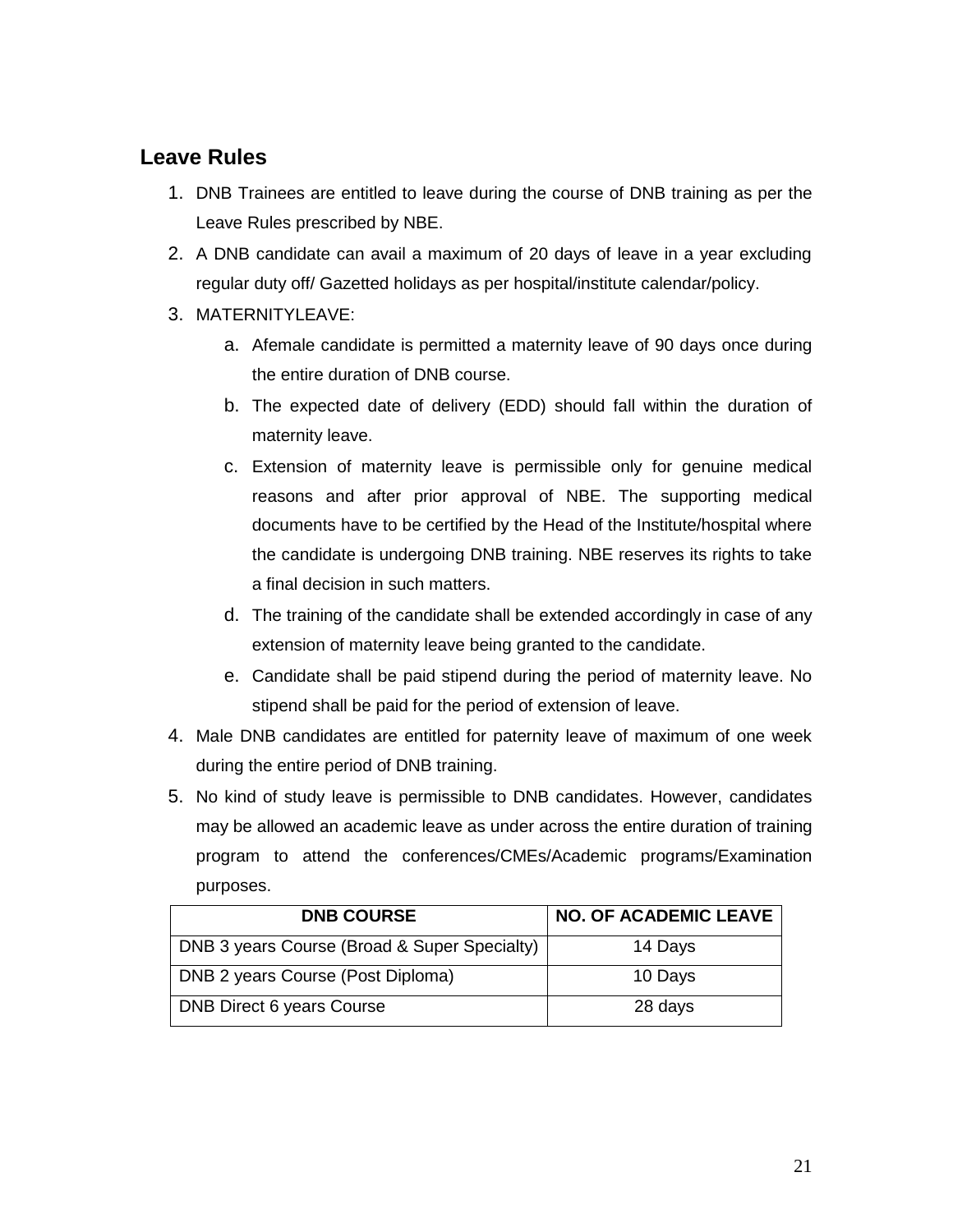## Leave Rules

1. DNB Trainees are entitled to leave during the course of DNB training as per the Leave Rules prescribed by NBE.
2. A DNB candidate can avail a maximum of 20 days of leave in a year excluding regular duty off/ Gazetted holidays as per hospital/institute calendar/policy.
3. MATERNITYLEAVE:
   a. Afemale candidate is permitted a maternity leave of 90 days once during the entire duration of DNB course.
   b. The expected date of delivery (EDD) should fall within the duration of maternity leave.
   c. Extension of maternity leave is permissible only for genuine medical reasons and after prior approval of NBE. The supporting medical documents have to be certified by the Head of the Institute/hospital where the candidate is undergoing DNB training. NBE reserves its rights to take a final decision in such matters.
   d. The training of the candidate shall be extended accordingly in case of any extension of maternity leave being granted to the candidate.
   e. Candidate shall be paid stipend during the period of maternity leave. No stipend shall be paid for the period of extension of leave.
4. Male DNB candidates are entitled for paternity leave of maximum of one week during the entire period of DNB training.
5. No kind of study leave is permissible to DNB candidates. However, candidates may be allowed an academic leave as under across the entire duration of training program to attend the conferences/CMEs/Academic programs/Examination purposes.

| DNB COURSE | NO. OF ACADEMIC LEAVE |
|---|---|
| DNB 3 years Course (Broad & Super Specialty) | 14 Days |
| DNB 2 years Course (Post Diploma) | 10 Days |
| DNB Direct 6 years Course | 28 days |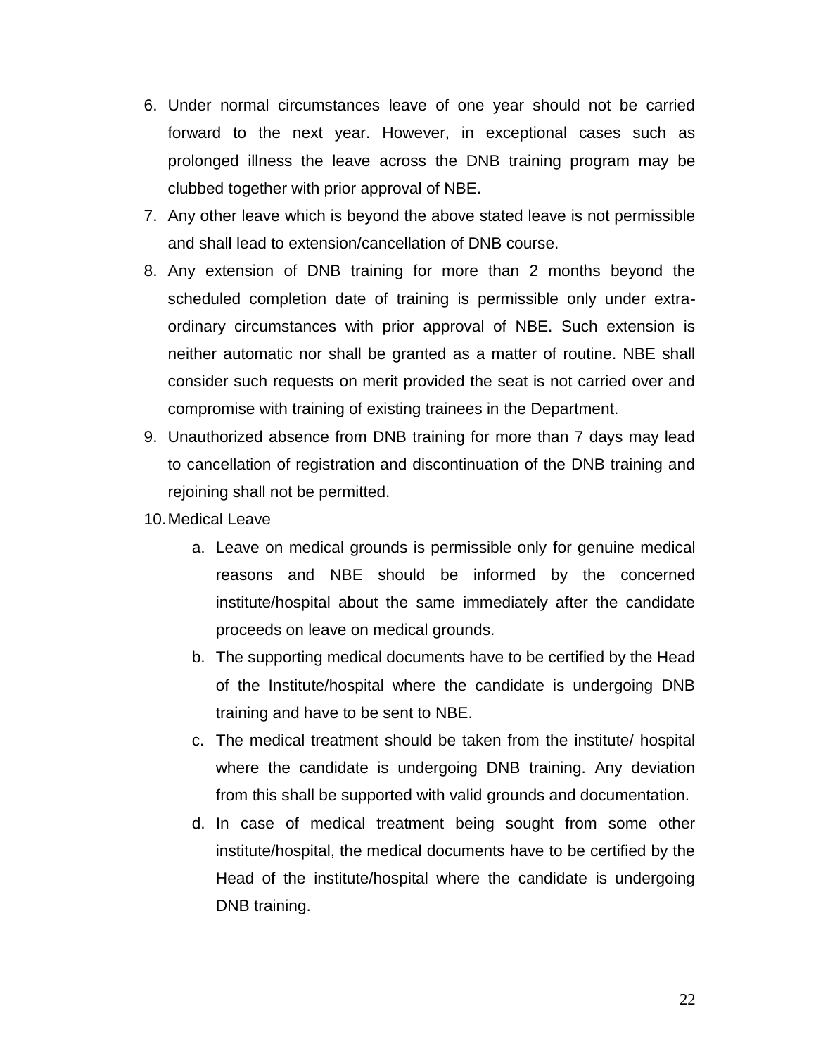6. Under normal circumstances leave of one year should not be carried forward to the next year. However, in exceptional cases such as prolonged illness the leave across the DNB training program may be clubbed together with prior approval of NBE.
7. Any other leave which is beyond the above stated leave is not permissible and shall lead to extension/cancellation of DNB course.
8. Any extension of DNB training for more than 2 months beyond the scheduled completion date of training is permissible only under extra-ordinary circumstances with prior approval of NBE. Such extension is neither automatic nor shall be granted as a matter of routine. NBE shall consider such requests on merit provided the seat is not carried over and compromise with training of existing trainees in the Department.
9. Unauthorized absence from DNB training for more than 7 days may lead to cancellation of registration and discontinuation of the DNB training and rejoining shall not be permitted.
10. Medical Leave
    a. Leave on medical grounds is permissible only for genuine medical reasons and NBE should be informed by the concerned institute/hospital about the same immediately after the candidate proceeds on leave on medical grounds.
    b. The supporting medical documents have to be certified by the Head of the Institute/hospital where the candidate is undergoing DNB training and have to be sent to NBE.
    c. The medical treatment should be taken from the institute/ hospital where the candidate is undergoing DNB training. Any deviation from this shall be supported with valid grounds and documentation.
    d. In case of medical treatment being sought from some other institute/hospital, the medical documents have to be certified by the Head of the institute/hospital where the candidate is undergoing DNB training.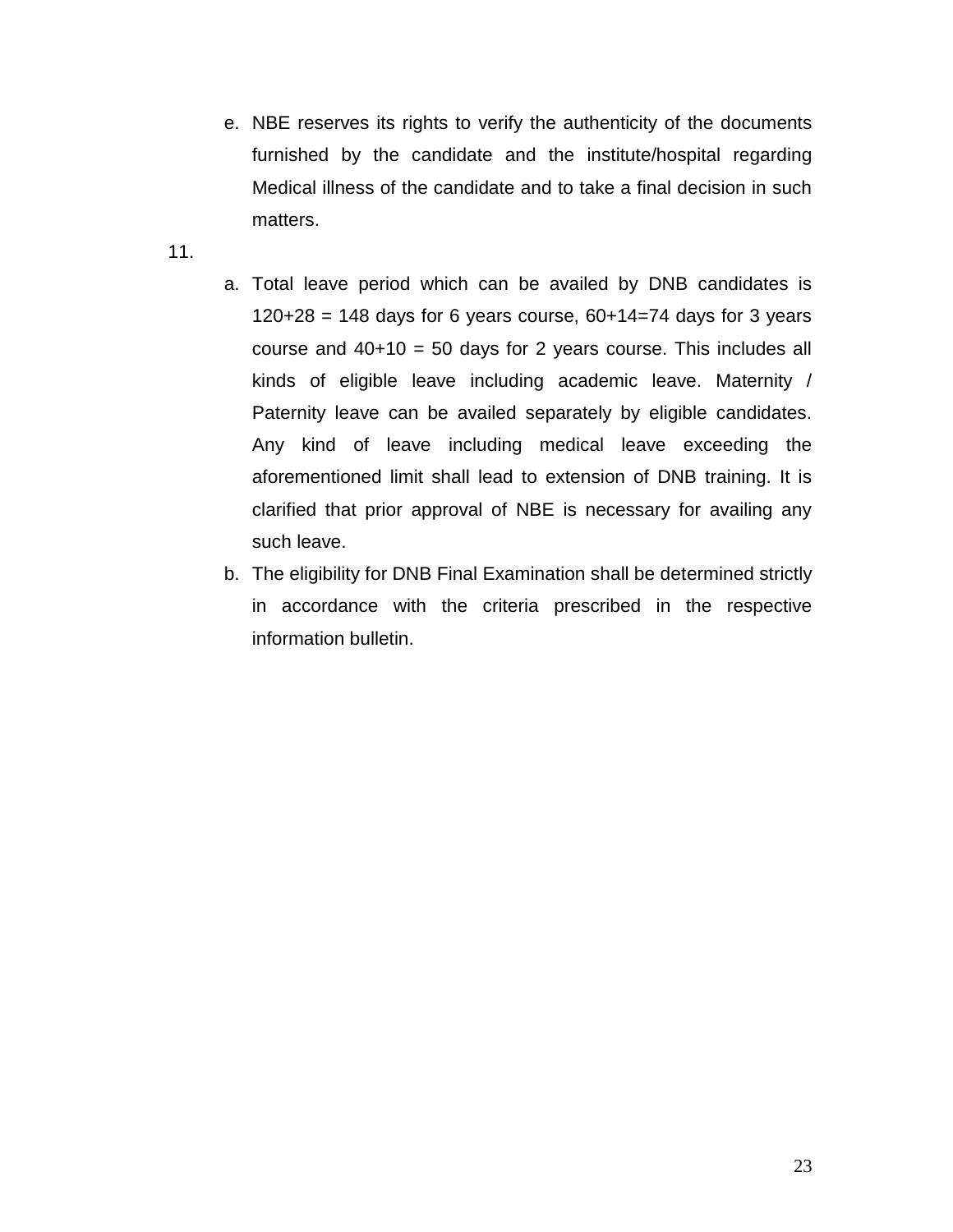e. NBE reserves its rights to verify the authenticity of the documents furnished by the candidate and the institute/hospital regarding Medical illness of the candidate and to take a final decision in such matters.

11.

a. Total leave period which can be availed by DNB candidates is 120+28 = 148 days for 6 years course, 60+14=74 days for 3 years course and 40+10 = 50 days for 2 years course. This includes all kinds of eligible leave including academic leave. Maternity / Paternity leave can be availed separately by eligible candidates. Any kind of leave including medical leave exceeding the aforementioned limit shall lead to extension of DNB training. It is clarified that prior approval of NBE is necessary for availing any such leave.

b. The eligibility for DNB Final Examination shall be determined strictly in accordance with the criteria prescribed in the respective information bulletin.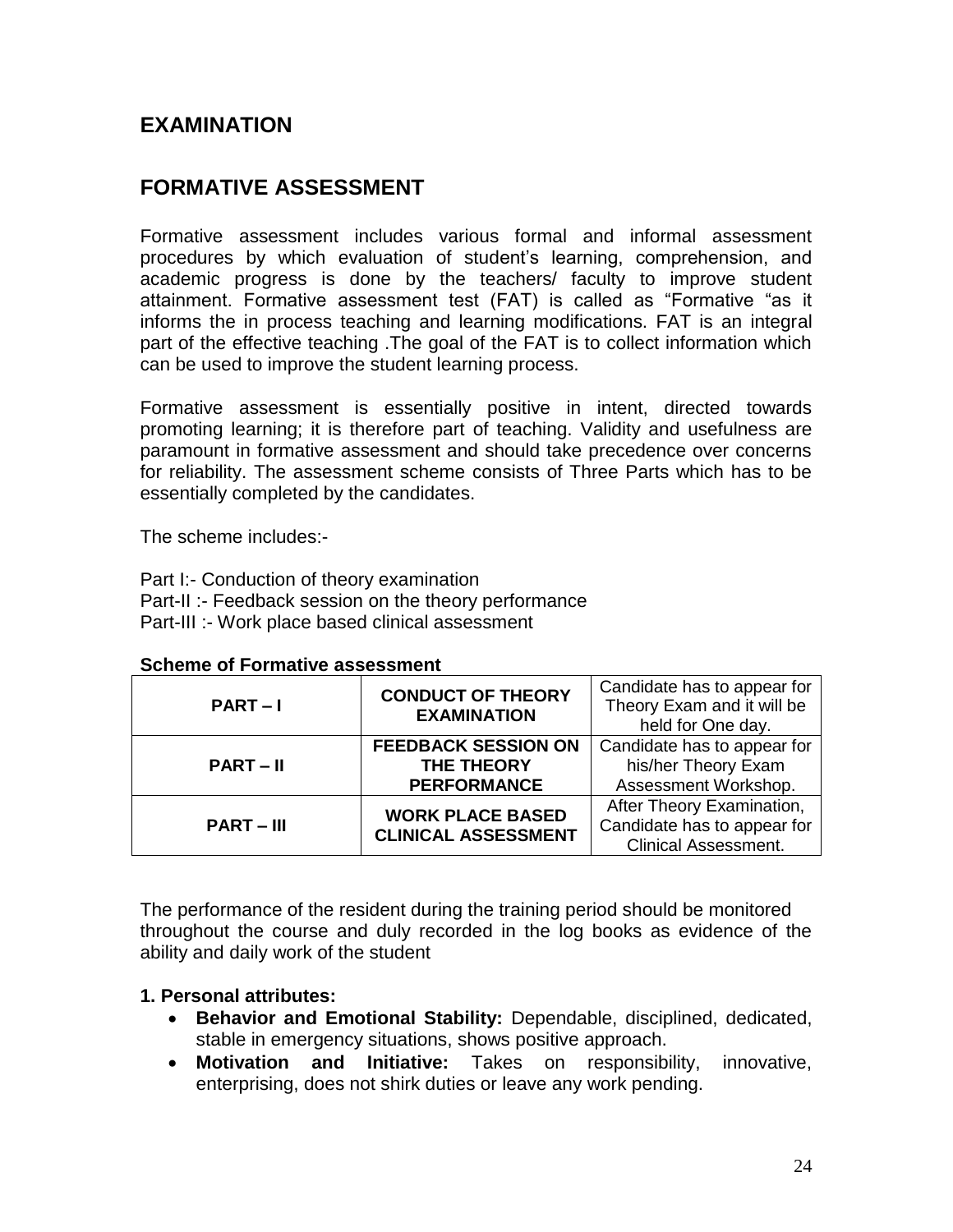## EXAMINATION

## FORMATIVE ASSESSMENT

Formative assessment includes various formal and informal assessment procedures by which evaluation of student's learning, comprehension, and academic progress is done by the teachers/ faculty to improve student attainment. Formative assessment test (FAT) is called as "Formative "as it informs the in process teaching and learning modifications. FAT is an integral part of the effective teaching .The goal of the FAT is to collect information which can be used to improve the student learning process.

Formative assessment is essentially positive in intent, directed towards promoting learning; it is therefore part of teaching. Validity and usefulness are paramount in formative assessment and should take precedence over concerns for reliability. The assessment scheme consists of Three Parts which has to be essentially completed by the candidates.

The scheme includes:-

Part I:- Conduction of theory examination
Part-II :- Feedback session on the theory performance
Part-III :- Work place based clinical assessment

**Scheme of Formative assessment**

| **PART – I** | **CONDUCT OF THEORY EXAMINATION** | Candidate has to appear for Theory Exam and it will be held for One day. |
|---|---|---|
| **PART – II** | **FEEDBACK SESSION ON THE THEORY PERFORMANCE** | Candidate has to appear for his/her Theory Exam Assessment Workshop. |
| **PART – III** | **WORK PLACE BASED CLINICAL ASSESSMENT** | After Theory Examination, Candidate has to appear for Clinical Assessment. |

The performance of the resident during the training period should be monitored throughout the course and duly recorded in the log books as evidence of the ability and daily work of the student

**1. Personal attributes:**

- **Behavior and Emotional Stability:** Dependable, disciplined, dedicated, stable in emergency situations, shows positive approach.
- **Motivation and Initiative:** Takes on responsibility, innovative, enterprising, does not shirk duties or leave any work pending.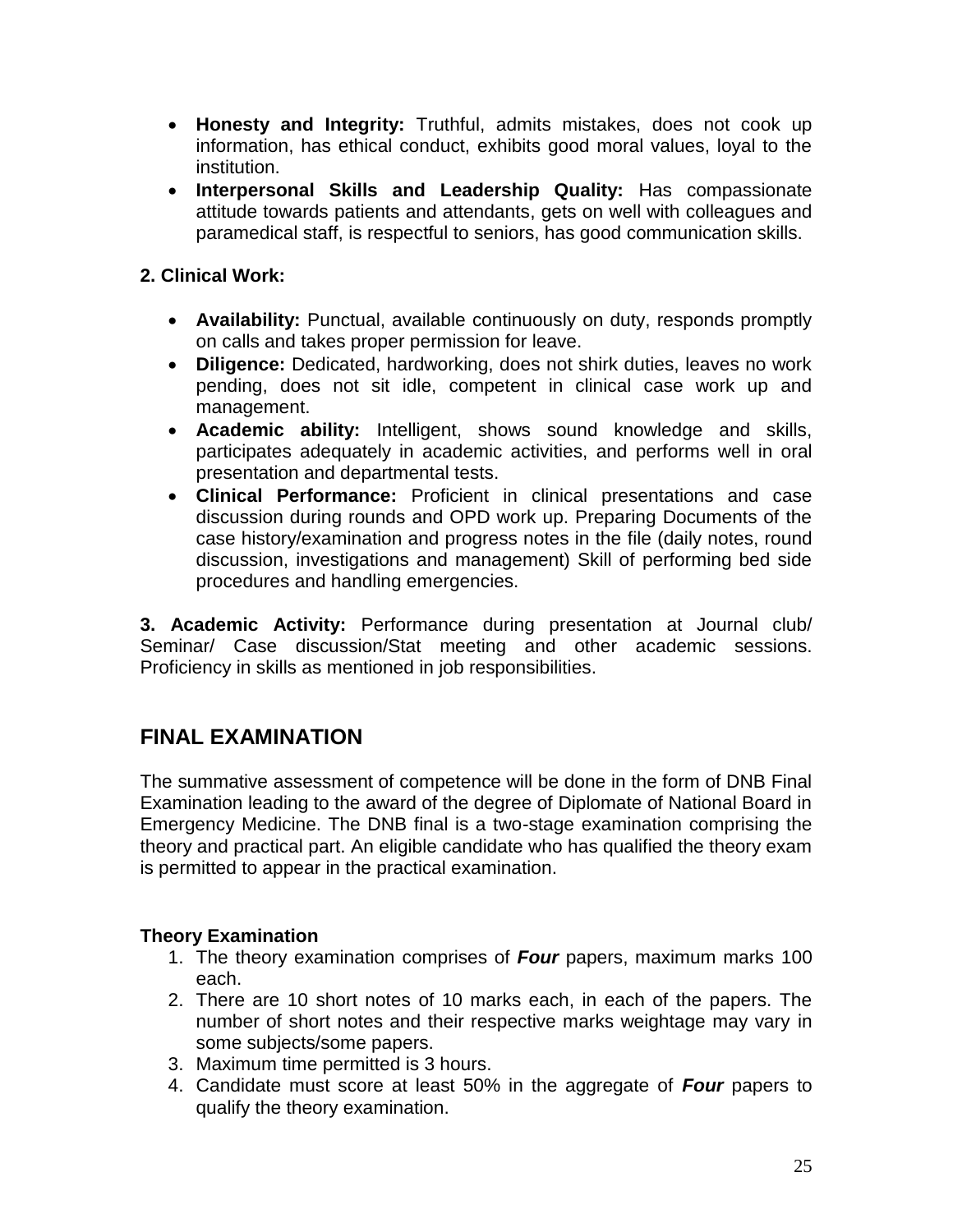- **Honesty and Integrity:** Truthful, admits mistakes, does not cook up information, has ethical conduct, exhibits good moral values, loyal to the institution.
- **Interpersonal Skills and Leadership Quality:** Has compassionate attitude towards patients and attendants, gets on well with colleagues and paramedical staff, is respectful to seniors, has good communication skills.

**2. Clinical Work:**

- **Availability:** Punctual, available continuously on duty, responds promptly on calls and takes proper permission for leave.
- **Diligence:** Dedicated, hardworking, does not shirk duties, leaves no work pending, does not sit idle, competent in clinical case work up and management.
- **Academic ability:** Intelligent, shows sound knowledge and skills, participates adequately in academic activities, and performs well in oral presentation and departmental tests.
- **Clinical Performance:** Proficient in clinical presentations and case discussion during rounds and OPD work up. Preparing Documents of the case history/examination and progress notes in the file (daily notes, round discussion, investigations and management) Skill of performing bed side procedures and handling emergencies.

**3. Academic Activity:** Performance during presentation at Journal club/ Seminar/ Case discussion/Stat meeting and other academic sessions. Proficiency in skills as mentioned in job responsibilities.

## FINAL EXAMINATION

The summative assessment of competence will be done in the form of DNB Final Examination leading to the award of the degree of Diplomate of National Board in Emergency Medicine. The DNB final is a two-stage examination comprising the theory and practical part. An eligible candidate who has qualified the theory exam is permitted to appear in the practical examination.

**Theory Examination**

1. The theory examination comprises of ***Four*** papers, maximum marks 100 each.
2. There are 10 short notes of 10 marks each, in each of the papers. The number of short notes and their respective marks weightage may vary in some subjects/some papers.
3. Maximum time permitted is 3 hours.
4. Candidate must score at least 50% in the aggregate of ***Four*** papers to qualify the theory examination.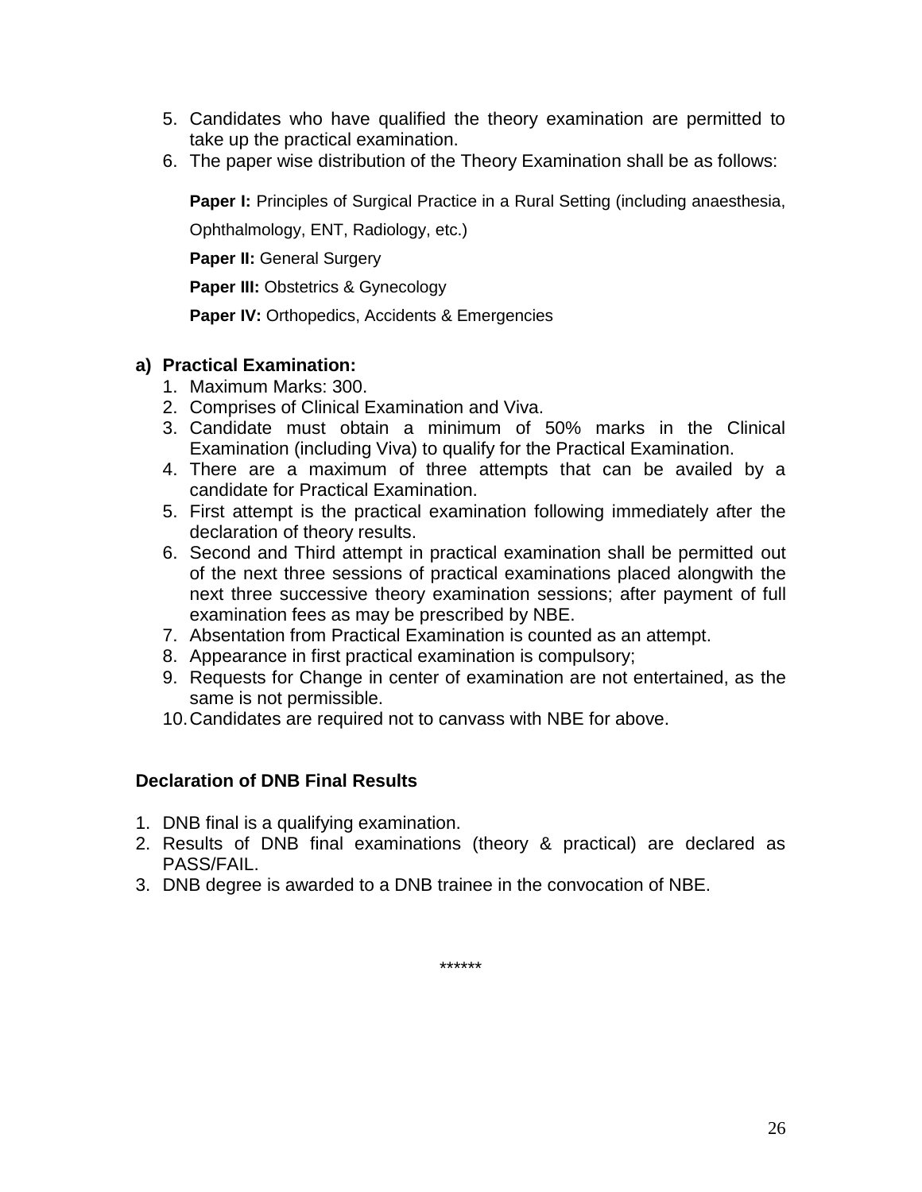5. Candidates who have qualified the theory examination are permitted to take up the practical examination.
6. The paper wise distribution of the Theory Examination shall be as follows:

   **Paper I:** Principles of Surgical Practice in a Rural Setting (including anaesthesia, Ophthalmology, ENT, Radiology, etc.)

   **Paper II:** General Surgery

   **Paper III:** Obstetrics & Gynecology

   **Paper IV:** Orthopedics, Accidents & Emergencies

**a) Practical Examination:**

1. Maximum Marks: 300.
2. Comprises of Clinical Examination and Viva.
3. Candidate must obtain a minimum of 50% marks in the Clinical Examination (including Viva) to qualify for the Practical Examination.
4. There are a maximum of three attempts that can be availed by a candidate for Practical Examination.
5. First attempt is the practical examination following immediately after the declaration of theory results.
6. Second and Third attempt in practical examination shall be permitted out of the next three sessions of practical examinations placed alongwith the next three successive theory examination sessions; after payment of full examination fees as may be prescribed by NBE.
7. Absentation from Practical Examination is counted as an attempt.
8. Appearance in first practical examination is compulsory;
9. Requests for Change in center of examination are not entertained, as the same is not permissible.
10. Candidates are required not to canvass with NBE for above.

**Declaration of DNB Final Results**

1. DNB final is a qualifying examination.
2. Results of DNB final examinations (theory & practical) are declared as PASS/FAIL.
3. DNB degree is awarded to a DNB trainee in the convocation of NBE.

******